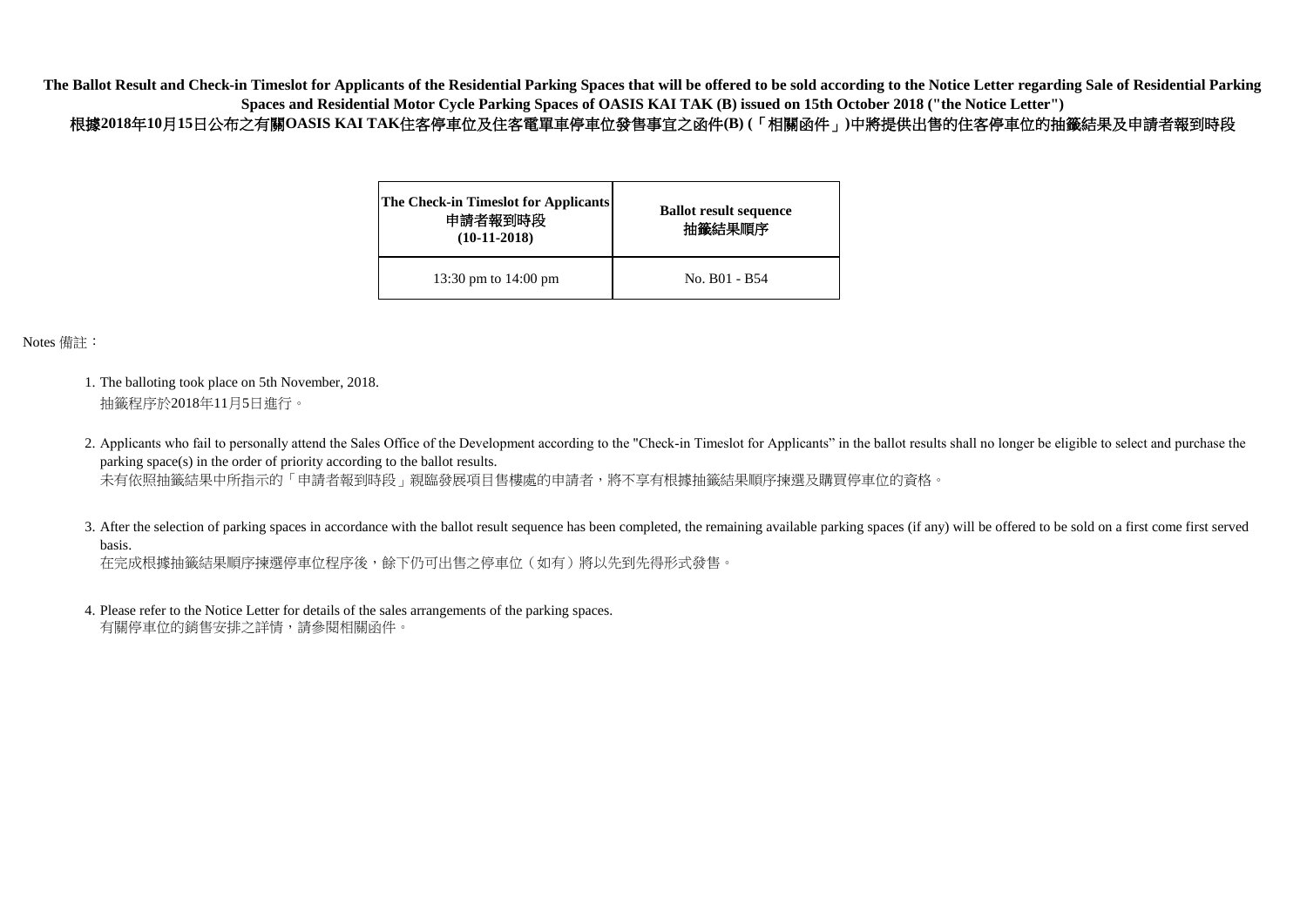**The Ballot Result and Check-in Timeslot for Applicants of the Residential Parking Spaces that will be offered to be sold according to the Notice Letter regarding Sale of Residential Parking Spaces and Residential Motor Cycle Parking Spaces of OASIS KAI TAK (B) issued on 15th October 2018 ("the Notice Letter")**

**根據2018年10月15日公布之有關OASIS KAI TAK住客停車位及住客電單車停車位發售事宜之函件(B) (「相關函件」)中將提供出售的住客停車位的抽籤結果及申請者報到時段**

| The Check-in Timeslot for Applicants 申請者報到時段 (10-11-2018) | Ballot result sequence 抽籤結果順序 |
| --- | --- |
| 13:30 pm to 14:00 pm | No. B01 - B54 |

Notes 備註：

1. The balloting took place on 5th November, 2018.
   抽籤程序於2018年11月5日進行。

2. Applicants who fail to personally attend the Sales Office of the Development according to the "Check-in Timeslot for Applicants" in the ballot results shall no longer be eligible to select and purchase the parking space(s) in the order of priority according to the ballot results.
   未有依照抽籤結果中所指示的「申請者報到時段」親臨發展項目售樓處的申請者，將不享有根據抽籤結果順序揀選及購買停車位的資格。

3. After the selection of parking spaces in accordance with the ballot result sequence has been completed, the remaining available parking spaces (if any) will be offered to be sold on a first come first served basis.
   在完成根據抽籤結果順序揀選停車位程序後，餘下仍可出售之停車位（如有）將以先到先得形式發售。

4. Please refer to the Notice Letter for details of the sales arrangements of the parking spaces.
   有關停車位的銷售安排之詳情，請參閱相關函件。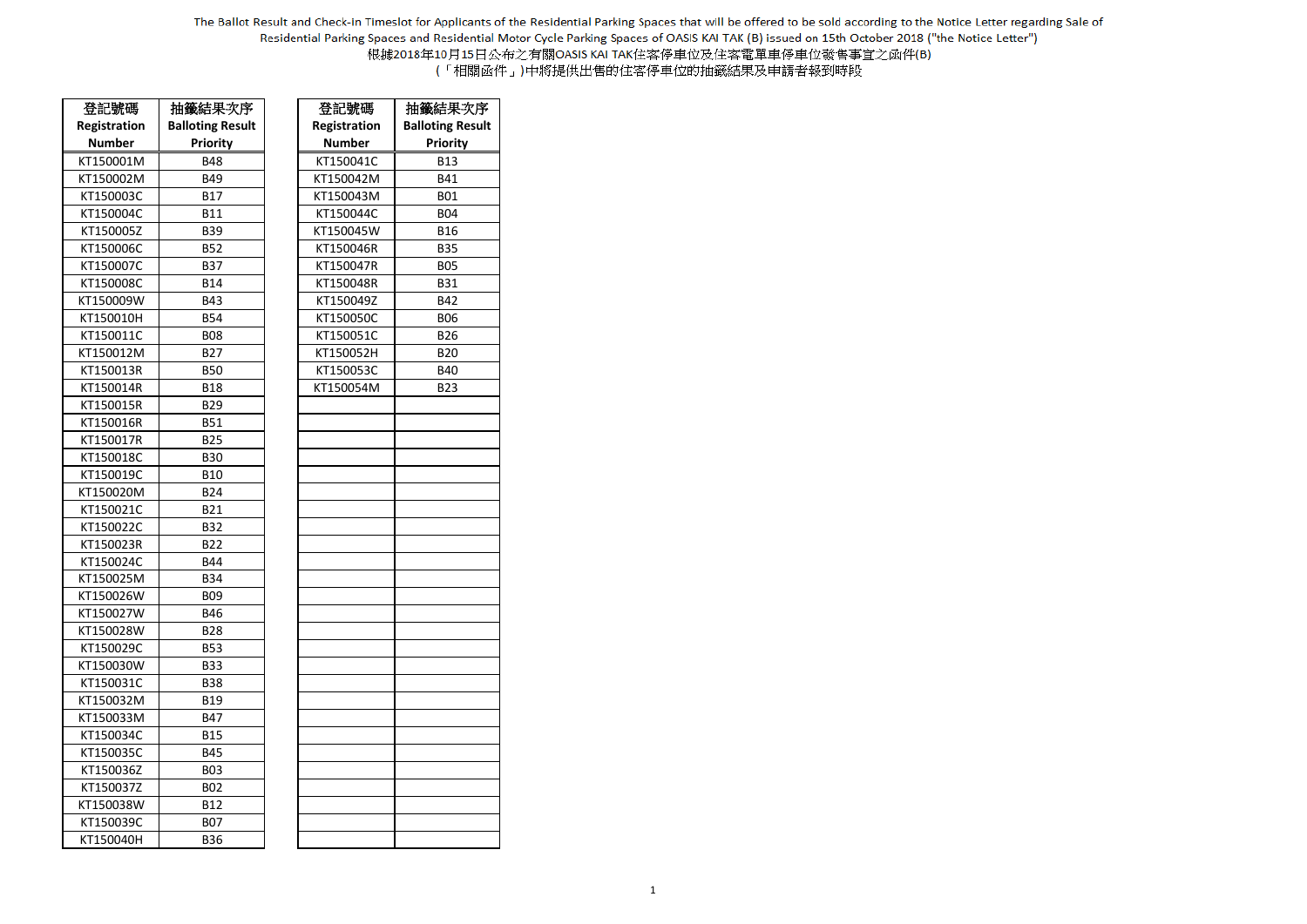The Ballot Result and Check-in Timeslot for Applicants of the Residential Parking Spaces that will be offered to be sold according to the Notice Letter regarding Sale of Residential Parking Spaces and Residential Motor Cycle Parking Spaces of OASIS KAI TAK (B) issued on 15th October 2018 ("the Notice Letter")

根據2018年10月15日公布之有關OASIS KAI TAK住客停車位及住客電單車停車位發售事宜之函件(B)

(「相關函件」)中將提供出售的住客停車位的抽籤結果及申請者簽到時段

| 登記號碼 Registration Number | 抽籤結果次序 Balloting Result Priority |
|---|---|
| KT150001M | B48 |
| KT150002M | B49 |
| KT150003C | B17 |
| KT150004C | B11 |
| KT150005Z | B39 |
| KT150006C | B52 |
| KT150007C | B37 |
| KT150008C | B14 |
| KT150009W | B43 |
| KT150010H | B54 |
| KT150011C | B08 |
| KT150012M | B27 |
| KT150013R | B50 |
| KT150014R | B18 |
| KT150015R | B29 |
| KT150016R | B51 |
| KT150017R | B25 |
| KT150018C | B30 |
| KT150019C | B10 |
| KT150020M | B24 |
| KT150021C | B21 |
| KT150022C | B32 |
| KT150023R | B22 |
| KT150024C | B44 |
| KT150025M | B34 |
| KT150026W | B09 |
| KT150027W | B46 |
| KT150028W | B28 |
| KT150029C | B53 |
| KT150030W | B33 |
| KT150031C | B38 |
| KT150032M | B19 |
| KT150033M | B47 |
| KT150034C | B15 |
| KT150035C | B45 |
| KT150036Z | B03 |
| KT150037Z | B02 |
| KT150038W | B12 |
| KT150039C | B07 |
| KT150040H | B36 |
| KT150041C | B13 |
| KT150042M | B41 |
| KT150043M | B01 |
| KT150044C | B04 |
| KT150045W | B16 |
| KT150046R | B35 |
| KT150047R | B05 |
| KT150048R | B31 |
| KT150049Z | B42 |
| KT150050C | B06 |
| KT150051C | B26 |
| KT150052H | B20 |
| KT150053C | B40 |
| KT150054M | B23 |